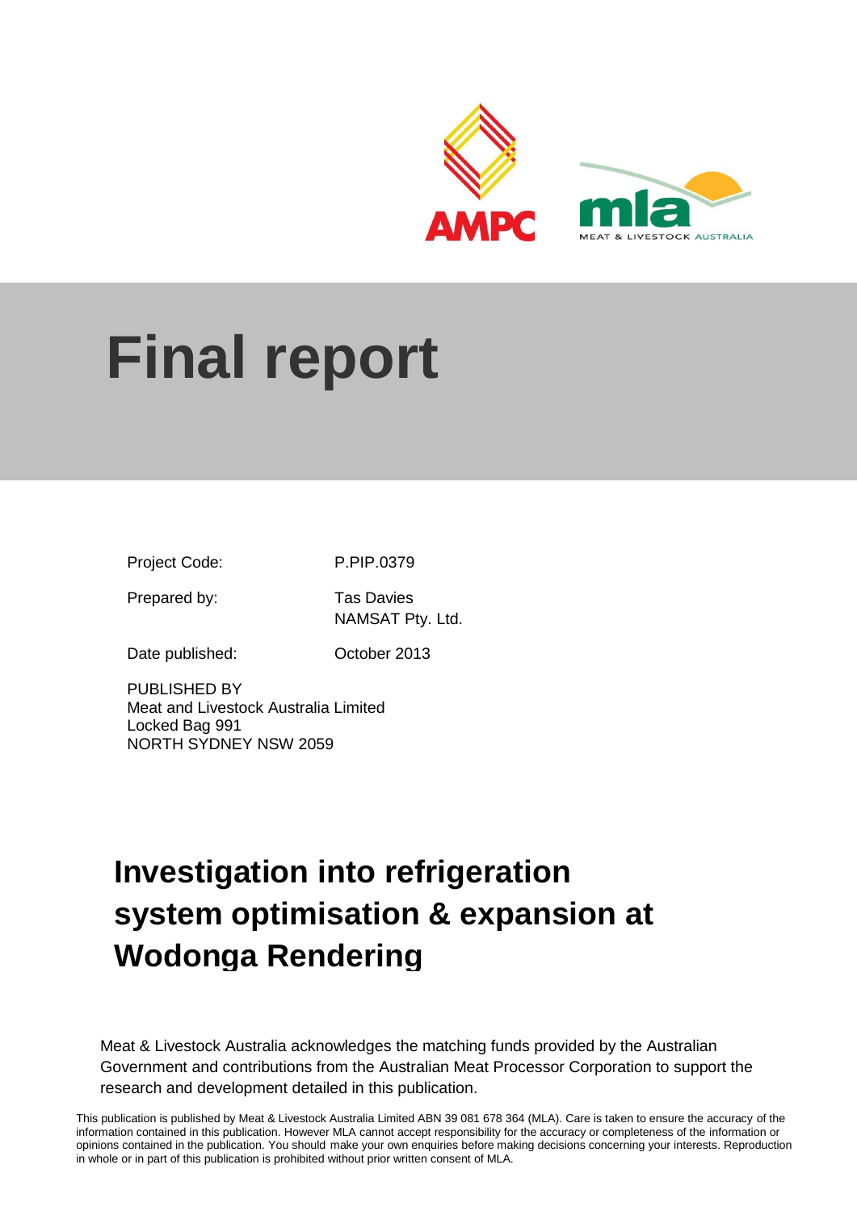# Final report

Project Code: P.PIP.0379

Prepared by: Tas Davies
NAMSAT Pty. Ltd.

Date published: October 2013

PUBLISHED BY
Meat and Livestock Australia Limited
Locked Bag 991
NORTH SYDNEY NSW 2059

# Investigation into refrigeration system optimisation & expansion at Wodonga Rendering

Meat & Livestock Australia acknowledges the matching funds provided by the Australian Government and contributions from the Australian Meat Processor Corporation to support the research and development detailed in this publication.

This publication is published by Meat & Livestock Australia Limited ABN 39 081 678 364 (MLA). Care is taken to ensure the accuracy of the information contained in this publication. However MLA cannot accept responsibility for the accuracy or completeness of the information or opinions contained in the publication. You should make your own enquiries before making decisions concerning your interests. Reproduction in whole or in part of this publication is prohibited without prior written consent of MLA.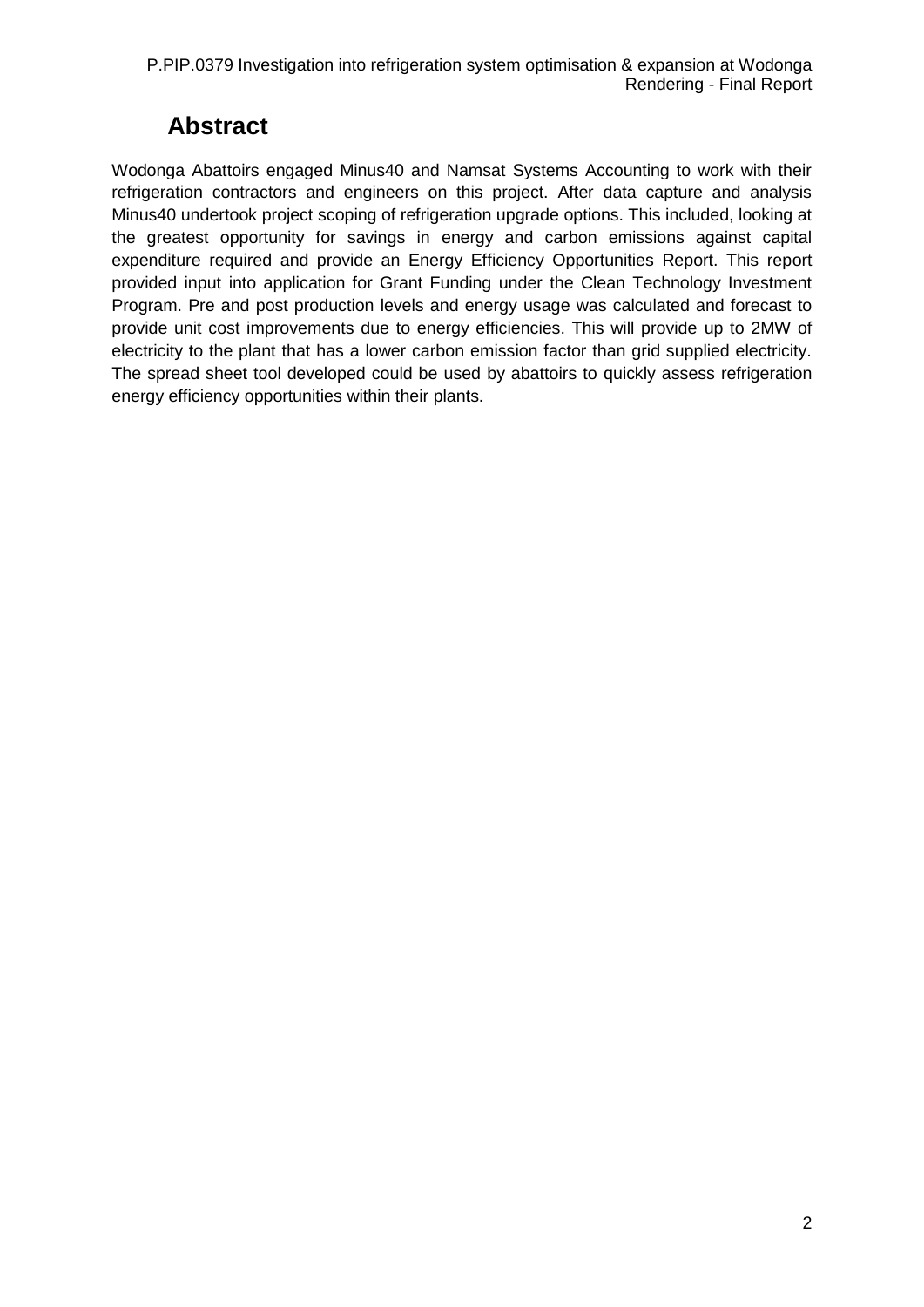# Abstract

Wodonga Abattoirs engaged Minus40 and Namsat Systems Accounting to work with their refrigeration contractors and engineers on this project. After data capture and analysis Minus40 undertook project scoping of refrigeration upgrade options. This included, looking at the greatest opportunity for savings in energy and carbon emissions against capital expenditure required and provide an Energy Efficiency Opportunities Report. This report provided input into application for Grant Funding under the Clean Technology Investment Program. Pre and post production levels and energy usage was calculated and forecast to provide unit cost improvements due to energy efficiencies. This will provide up to 2MW of electricity to the plant that has a lower carbon emission factor than grid supplied electricity. The spread sheet tool developed could be used by abattoirs to quickly assess refrigeration energy efficiency opportunities within their plants.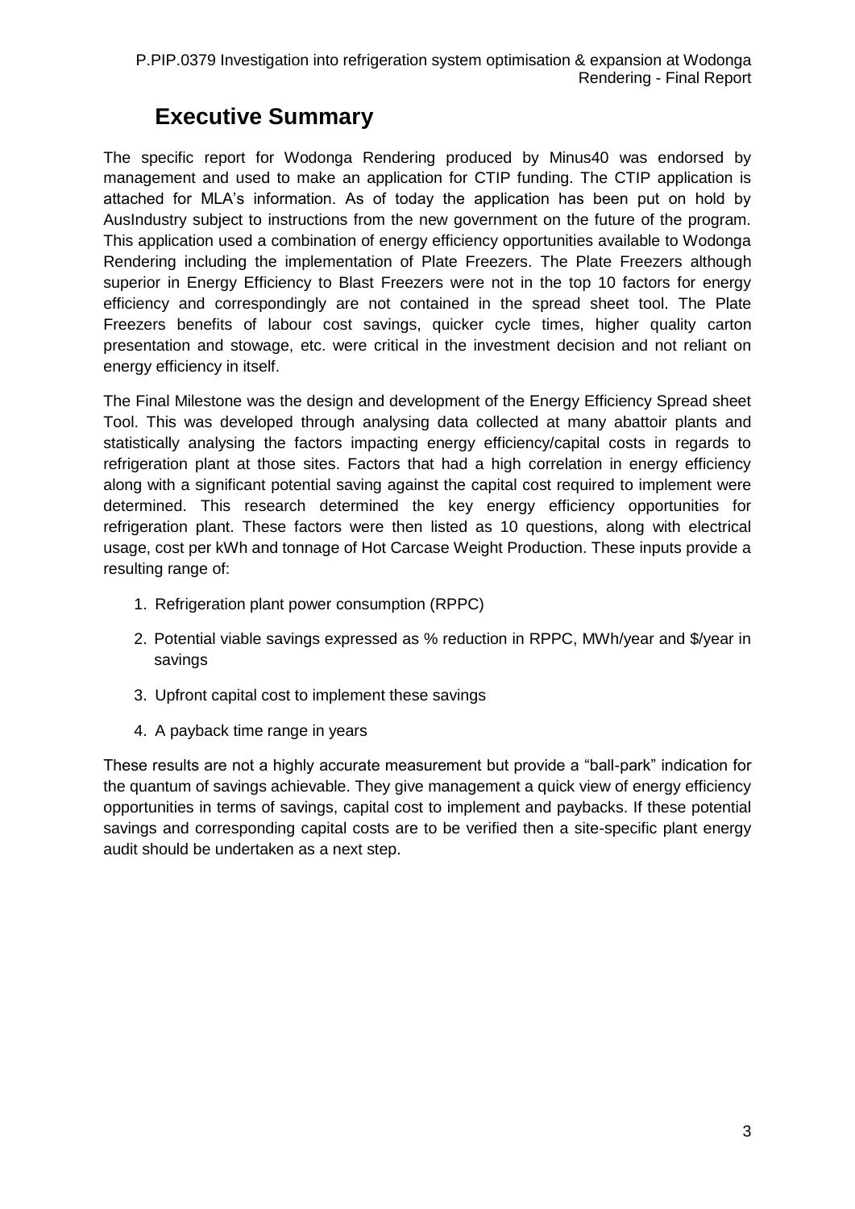# Executive Summary

The specific report for Wodonga Rendering produced by Minus40 was endorsed by management and used to make an application for CTIP funding. The CTIP application is attached for MLA's information. As of today the application has been put on hold by AusIndustry subject to instructions from the new government on the future of the program. This application used a combination of energy efficiency opportunities available to Wodonga Rendering including the implementation of Plate Freezers. The Plate Freezers although superior in Energy Efficiency to Blast Freezers were not in the top 10 factors for energy efficiency and correspondingly are not contained in the spread sheet tool. The Plate Freezers benefits of labour cost savings, quicker cycle times, higher quality carton presentation and stowage, etc. were critical in the investment decision and not reliant on energy efficiency in itself.

The Final Milestone was the design and development of the Energy Efficiency Spread sheet Tool. This was developed through analysing data collected at many abattoir plants and statistically analysing the factors impacting energy efficiency/capital costs in regards to refrigeration plant at those sites. Factors that had a high correlation in energy efficiency along with a significant potential saving against the capital cost required to implement were determined. This research determined the key energy efficiency opportunities for refrigeration plant. These factors were then listed as 10 questions, along with electrical usage, cost per kWh and tonnage of Hot Carcase Weight Production. These inputs provide a resulting range of:

1. Refrigeration plant power consumption (RPPC)
2. Potential viable savings expressed as % reduction in RPPC, MWh/year and $/year in savings
3. Upfront capital cost to implement these savings
4. A payback time range in years

These results are not a highly accurate measurement but provide a "ball-park" indication for the quantum of savings achievable. They give management a quick view of energy efficiency opportunities in terms of savings, capital cost to implement and paybacks. If these potential savings and corresponding capital costs are to be verified then a site-specific plant energy audit should be undertaken as a next step.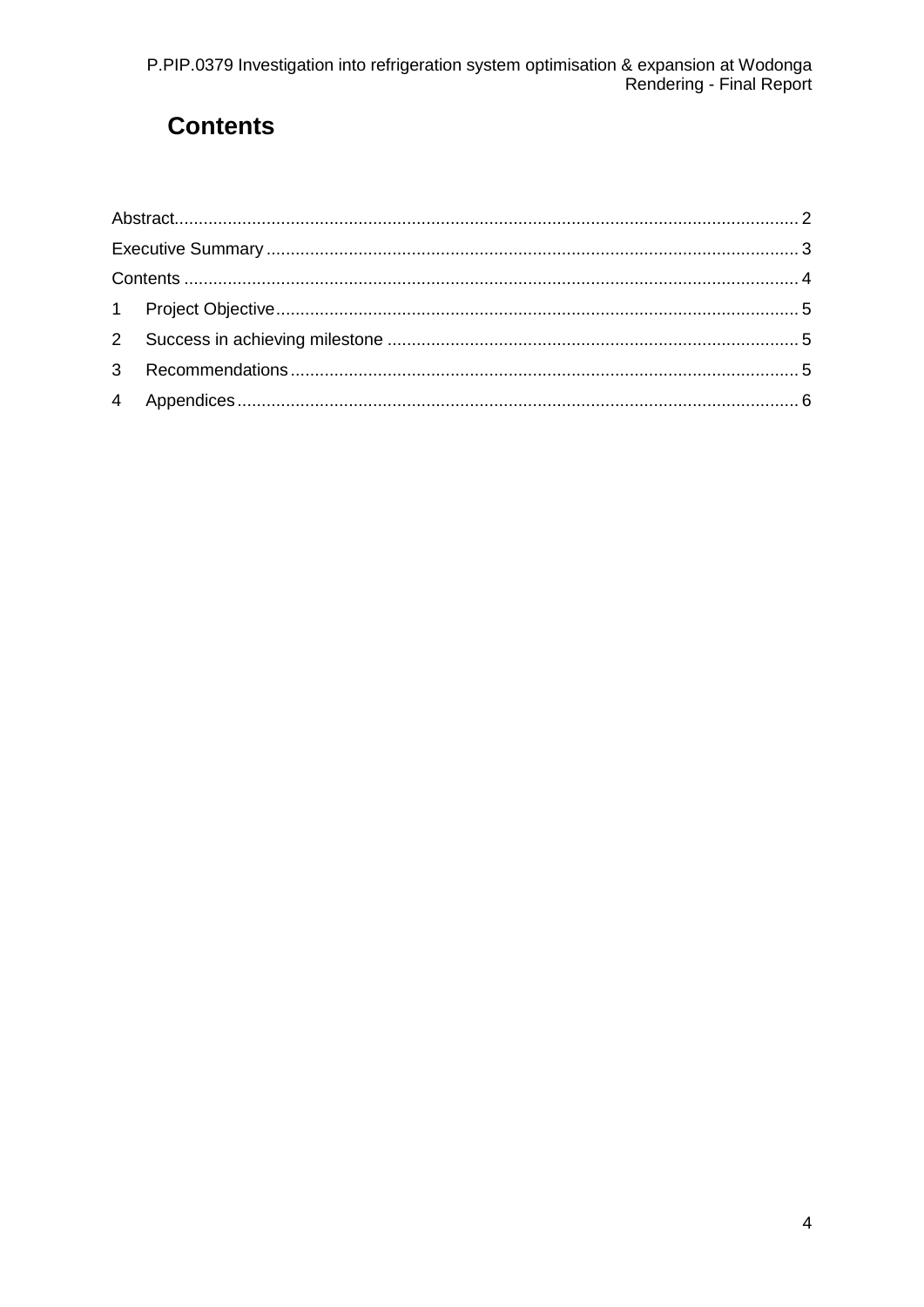# Contents

Abstract................................................................................................................................ 2

Executive Summary ............................................................................................................. 3

Contents ............................................................................................................................. 4

1 Project Objective........................................................................................................... 5

2 Success in achieving milestone .................................................................................... 5

3 Recommendations........................................................................................................ 5

4 Appendices ................................................................................................................... 6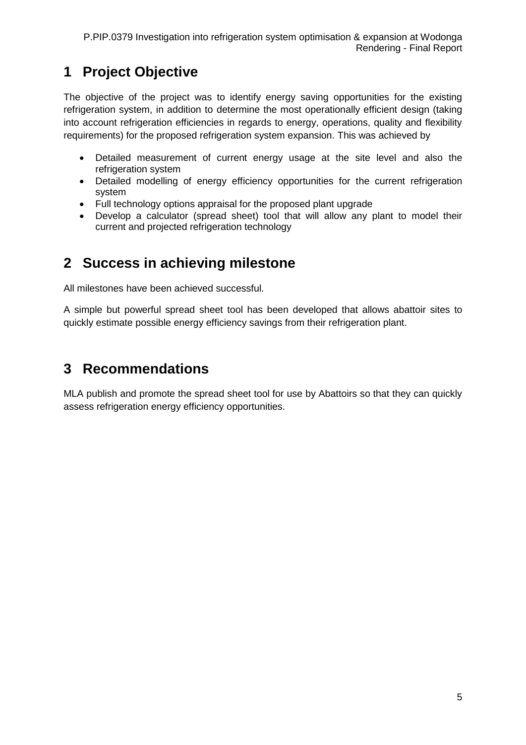# 1 Project Objective

The objective of the project was to identify energy saving opportunities for the existing refrigeration system, in addition to determine the most operationally efficient design (taking into account refrigeration efficiencies in regards to energy, operations, quality and flexibility requirements) for the proposed refrigeration system expansion. This was achieved by

- Detailed measurement of current energy usage at the site level and also the refrigeration system
- Detailed modelling of energy efficiency opportunities for the current refrigeration system
- Full technology options appraisal for the proposed plant upgrade
- Develop a calculator (spread sheet) tool that will allow any plant to model their current and projected refrigeration technology

# 2 Success in achieving milestone

All milestones have been achieved successful.

A simple but powerful spread sheet tool has been developed that allows abattoir sites to quickly estimate possible energy efficiency savings from their refrigeration plant.

# 3 Recommendations

MLA publish and promote the spread sheet tool for use by Abattoirs so that they can quickly assess refrigeration energy efficiency opportunities.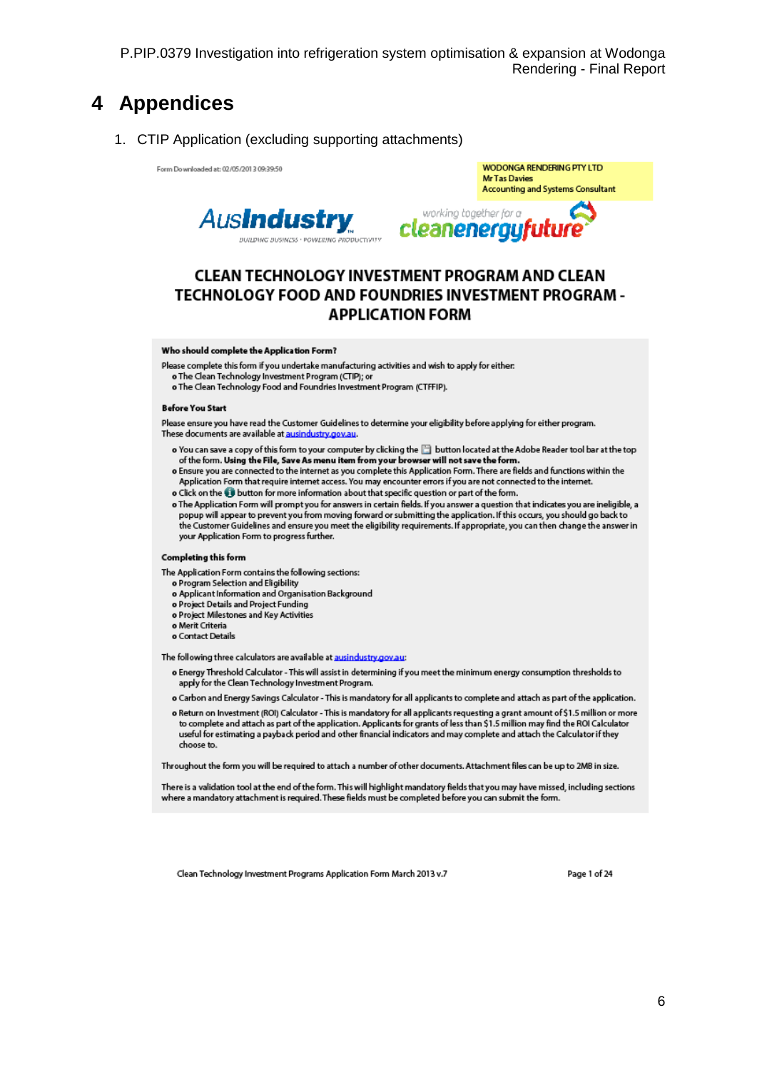# 4 Appendices

1. CTIP Application (excluding supporting attachments)

Form Downloaded at: 02/05/2013 09:39:50

WODONGA RENDERING PTY LTD
Mr Tas Davies
Accounting and Systems Consultant

AusIndustry
BUILDING BUSINESS · POWERING PRODUCTIVITY

working together for a cleanenergyfuture

## CLEAN TECHNOLOGY INVESTMENT PROGRAM AND CLEAN TECHNOLOGY FOOD AND FOUNDRIES INVESTMENT PROGRAM - APPLICATION FORM

**Who should complete the Application Form?**

Please complete this form if you undertake manufacturing activities and wish to apply for either:

- The Clean Technology Investment Program (CTIP); or
- The Clean Technology Food and Foundries Investment Program (CTFFIP).

**Before You Start**

Please ensure you have read the Customer Guidelines to determine your eligibility before applying for either program. These documents are available at ausindustry.gov.au.

- You can save a copy of this form to your computer by clicking the button located at the Adobe Reader tool bar at the top of the form. **Using the File, Save As menu item from your browser will not save the form.**
- Ensure you are connected to the internet as you complete this Application Form. There are fields and functions within the Application Form that require internet access. You may encounter errors if you are not connected to the internet.
- Click on the button for more information about that specific question or part of the form.
- The Application Form will prompt you for answers in certain fields. If you answer a question that indicates you are ineligible, a popup will appear to prevent you from moving forward or submitting the application. If this occurs, you should go back to the Customer Guidelines and ensure you meet the eligibility requirements. If appropriate, you can then change the answer in your Application Form to progress further.

**Completing this form**

The Application Form contains the following sections:

- Program Selection and Eligibility
- Applicant Information and Organisation Background
- Project Details and Project Funding
- Project Milestones and Key Activities
- Merit Criteria
- Contact Details

The following three calculators are available at ausindustry.gov.au:

- Energy Threshold Calculator - This will assist in determining if you meet the minimum energy consumption thresholds to apply for the Clean Technology Investment Program.
- Carbon and Energy Savings Calculator - This is mandatory for all applicants to complete and attach as part of the application.
- Return on Investment (ROI) Calculator - This is mandatory for all applicants requesting a grant amount of $1.5 million or more to complete and attach as part of the application. Applicants for grants of less than $1.5 million may find the ROI Calculator useful for estimating a payback period and other financial indicators and may complete and attach the Calculator if they choose to.

Throughout the form you will be required to attach a number of other documents. Attachment files can be up to 2MB in size.

There is a validation tool at the end of the form. This will highlight mandatory fields that you may have missed, including sections where a mandatory attachment is required. These fields must be completed before you can submit the form.

Clean Technology Investment Programs Application Form March 2013 v.7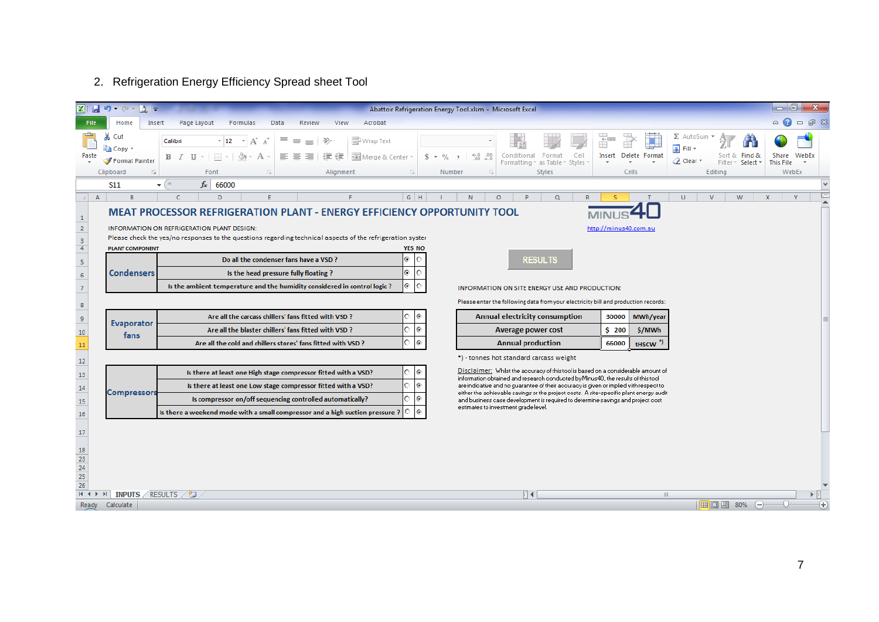2. Refrigeration Energy Efficiency Spread sheet Tool

Abattoir Refrigeration Energy Tool.xlsm - Microsoft Excel

# MEAT PROCESSOR REFRIGERATION PLANT - ENERGY EFFICIENCY OPPORTUNITY TOOL

MINUS40

http://minus40.com.au

INFORMATION ON REFRIGERATION PLANT DESIGN:

Please check the yes/no responses to the questions regarding technical aspects of the refrigeration syster

| PLANT COMPONENT | | YES | NO |
|---|---|---|---|
| **Condensers** | Do all the condenser fans have a VSD ? | ⦿ | ○ |
| | Is the head pressure fully floating ? | ⦿ | ○ |
| | Is the ambient temperature and the humidity considered in control logic ? | ⦿ | ○ |
| **Evaporator fans** | Are all the carcass chillers' fans fitted with VSD ? | ○ | ⦿ |
| | Are all the blaster chillers' fans fitted with VSD ? | ○ | ⦿ |
| | Are all the cold and chillers stores' fans fitted with VSD ? | ○ | ⦿ |
| **Compressors** | Is there at least one High stage compressor fitted with a VSD? | ○ | ⦿ |
| | Is there at least one Low stage compressor fitted with a VSD? | ○ | ⦿ |
| | Is compressor on/off sequencing controlled automatically? | ○ | ⦿ |
| | Is there a weekend mode with a small compressor and a high suction pressure ? | ○ | ⦿ |

RESULTS

INFORMATION ON SITE ENERGY USE AND PRODUCTION:

Please enter the following data from your electricity bill and production records:

| | | |
|---|---|---|
| Annual electricity consumption | 30000 | MWh/year |
| Average power cost | $ 200 | $/MWh |
| Annual production | 66000 | tHSCW *) |

*) - tonnes hot standard carcass weight

Disclaimer: Whilst the accuracy of this tool is based on a considerable amount of information obtained and research conducted by Minus40, the results of this tool are indicative and no guarantee of their accuracy is given or implied with respect to either the achievable savings or the project costs. A site-specific plant energy audit and business case development is required to determine savings and project cost estimates to investment grade level.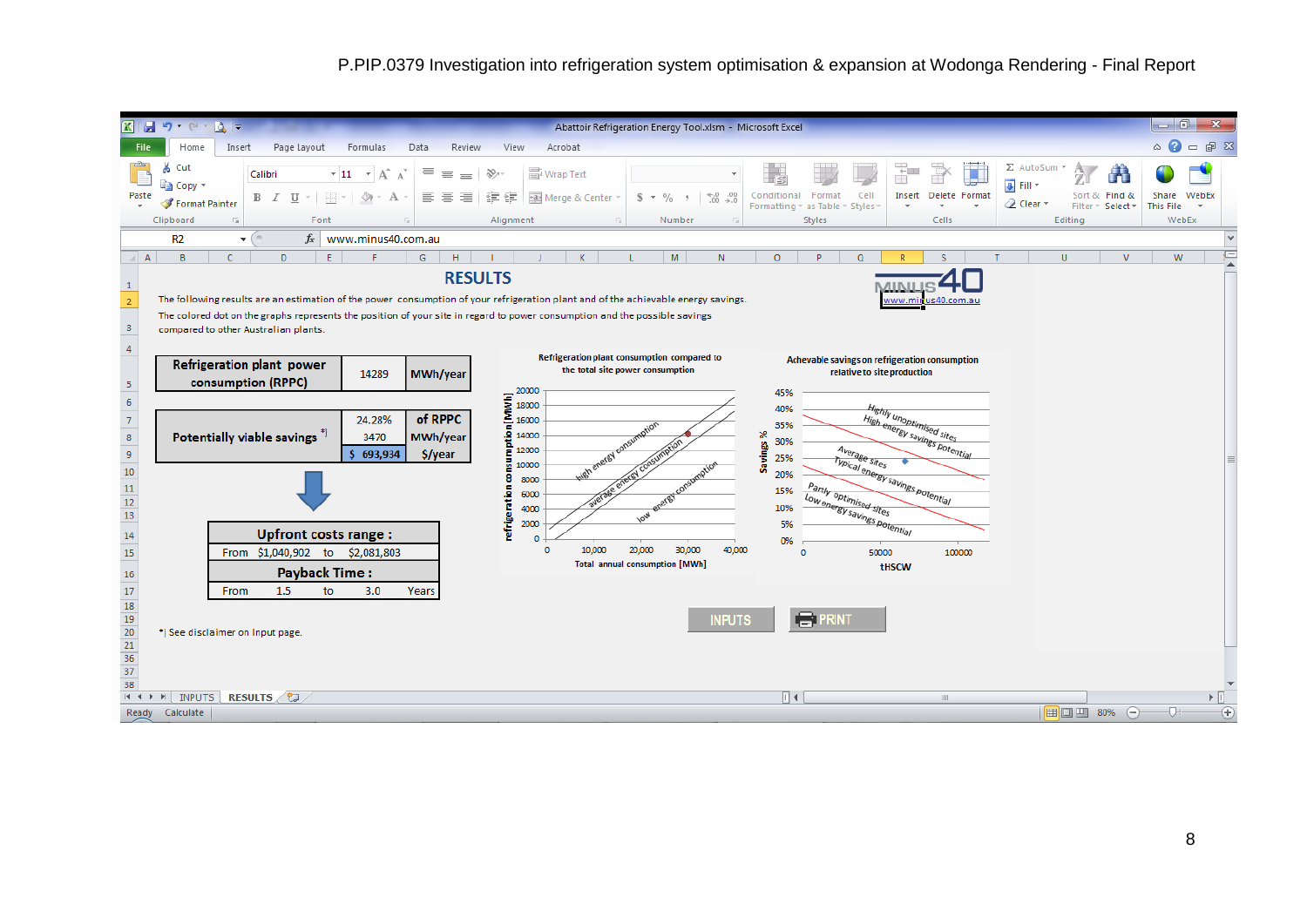# RESULTS

The following results are an estimation of the power consumption of your refrigeration plant and of the achievable energy savings.
The colored dot on the graphs represents the position of your site in regard to power consumption and the possible savings compared to other Australian plants.

| Refrigeration plant power consumption (RPPC) | 14289 | MWh/year |
|---|---|---|

| Potentially viable savings *] | 24.28% | of RPPC |
|---|---|---|
| | 3470 | MWh/year |
| | $ 693,934 | $/year |

| Upfront costs range : | | | |
|---|---|---|---|
| From | $1,040,902 | to | $2,081,803 |
| **Payback Time :** | | | |
| From | 1.5 | to | 3.0 Years |

*] See disclaimer on Input page.

**Refrigeration plant consumption compared to the total site power consumption**

**Achevable savings on refrigeration consumption relative to site production**

www.minus40.com.au

INPUTS PRINT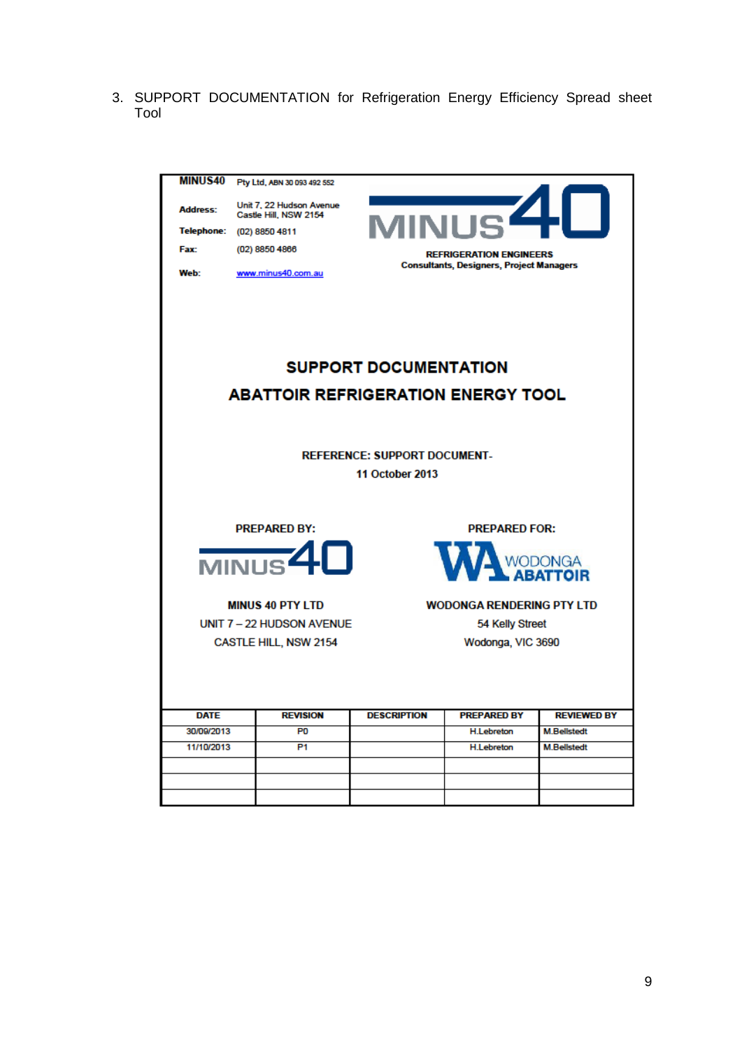3. SUPPORT DOCUMENTATION for Refrigeration Energy Efficiency Spread sheet Tool

**MINUS40** Pty Ltd, ABN 30 093 492 552

**Address:** Unit 7, 22 Hudson Avenue Castle Hill, NSW 2154

**Telephone:** (02) 8850 4811

**Fax:** (02) 8850 4866

**Web:** www.minus40.com.au

MINUS40

**REFRIGERATION ENGINEERS**
**Consultants, Designers, Project Managers**

## SUPPORT DOCUMENTATION

## ABATTOIR REFRIGERATION ENERGY TOOL

**REFERENCE: SUPPORT DOCUMENT-**

**11 October 2013**

**PREPARED BY:**

MINUS40

**MINUS 40 PTY LTD**
UNIT 7 – 22 HUDSON AVENUE
CASTLE HILL, NSW 2154

**PREPARED FOR:**

WA WODONGA ABATTOIR

**WODONGA RENDERING PTY LTD**
54 Kelly Street
Wodonga, VIC 3690

| DATE | REVISION | DESCRIPTION | PREPARED BY | REVIEWED BY |
|---|---|---|---|---|
| 30/09/2013 | P0 | | H.Lebreton | M.Bellstedt |
| 11/10/2013 | P1 | | H.Lebreton | M.Bellstedt |
| | | | | |
| | | | | |
| | | | | |